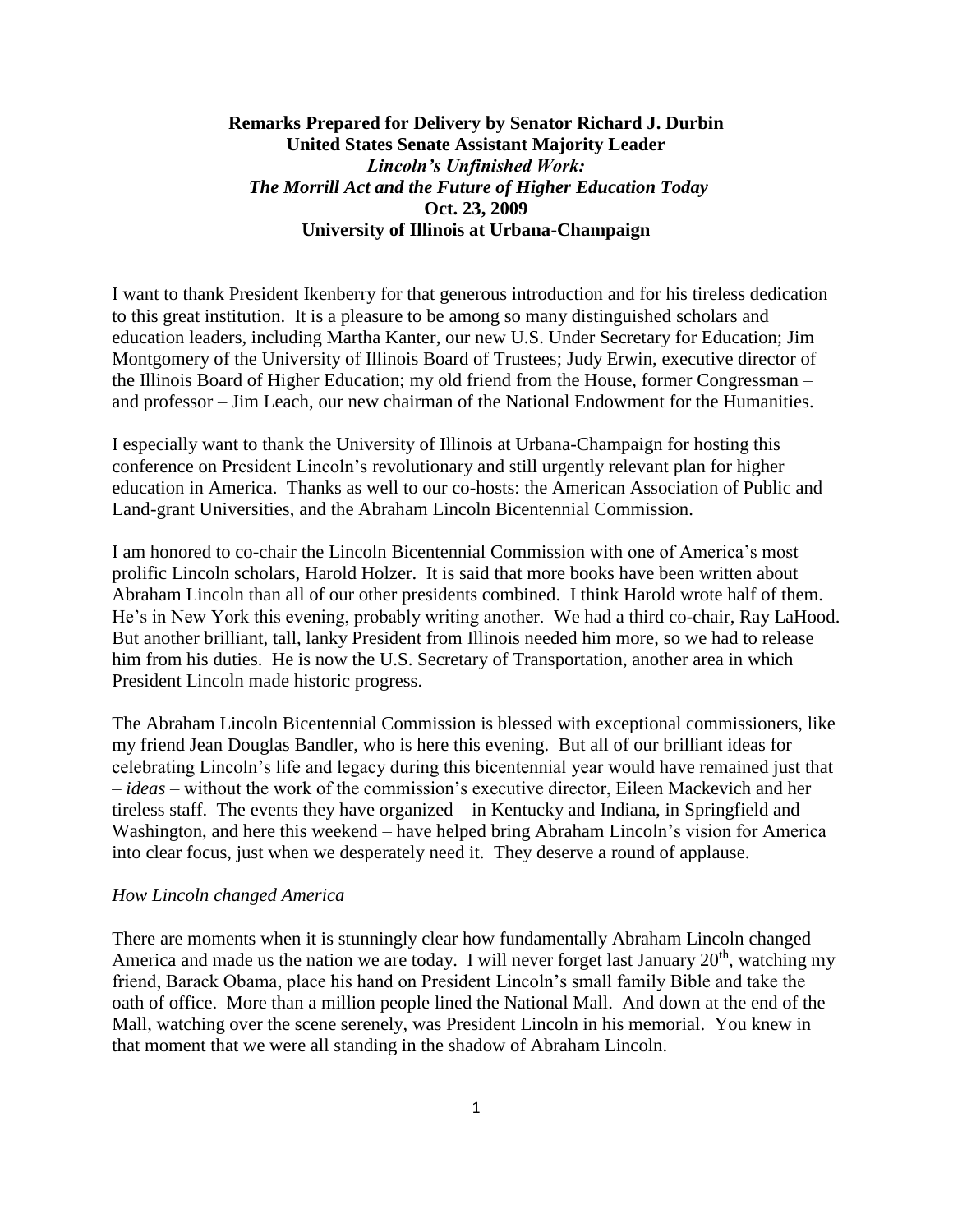**Remarks Prepared for Delivery by Senator Richard J. Durbin**
**United States Senate Assistant Majority Leader**
***Lincoln's Unfinished Work:***
***The Morrill Act and the Future of Higher Education Today***
**Oct. 23, 2009**
**University of Illinois at Urbana-Champaign**

I want to thank President Ikenberry for that generous introduction and for his tireless dedication to this great institution. It is a pleasure to be among so many distinguished scholars and education leaders, including Martha Kanter, our new U.S. Under Secretary for Education; Jim Montgomery of the University of Illinois Board of Trustees; Judy Erwin, executive director of the Illinois Board of Higher Education; my old friend from the House, former Congressman – and professor – Jim Leach, our new chairman of the National Endowment for the Humanities.

I especially want to thank the University of Illinois at Urbana-Champaign for hosting this conference on President Lincoln's revolutionary and still urgently relevant plan for higher education in America. Thanks as well to our co-hosts: the American Association of Public and Land-grant Universities, and the Abraham Lincoln Bicentennial Commission.

I am honored to co-chair the Lincoln Bicentennial Commission with one of America's most prolific Lincoln scholars, Harold Holzer. It is said that more books have been written about Abraham Lincoln than all of our other presidents combined. I think Harold wrote half of them. He's in New York this evening, probably writing another. We had a third co-chair, Ray LaHood. But another brilliant, tall, lanky President from Illinois needed him more, so we had to release him from his duties. He is now the U.S. Secretary of Transportation, another area in which President Lincoln made historic progress.

The Abraham Lincoln Bicentennial Commission is blessed with exceptional commissioners, like my friend Jean Douglas Bandler, who is here this evening. But all of our brilliant ideas for celebrating Lincoln's life and legacy during this bicentennial year would have remained just that – *ideas* – without the work of the commission's executive director, Eileen Mackevich and her tireless staff. The events they have organized – in Kentucky and Indiana, in Springfield and Washington, and here this weekend – have helped bring Abraham Lincoln's vision for America into clear focus, just when we desperately need it. They deserve a round of applause.

*How Lincoln changed America*

There are moments when it is stunningly clear how fundamentally Abraham Lincoln changed America and made us the nation we are today. I will never forget last January 20th, watching my friend, Barack Obama, place his hand on President Lincoln's small family Bible and take the oath of office. More than a million people lined the National Mall. And down at the end of the Mall, watching over the scene serenely, was President Lincoln in his memorial. You knew in that moment that we were all standing in the shadow of Abraham Lincoln.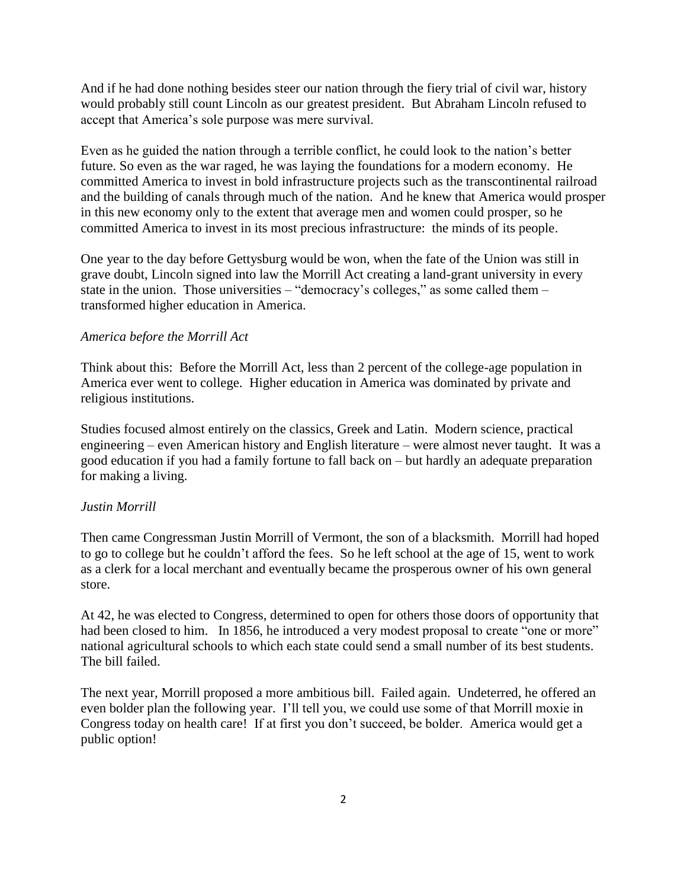And if he had done nothing besides steer our nation through the fiery trial of civil war, history would probably still count Lincoln as our greatest president. But Abraham Lincoln refused to accept that America's sole purpose was mere survival.

Even as he guided the nation through a terrible conflict, he could look to the nation's better future. So even as the war raged, he was laying the foundations for a modern economy. He committed America to invest in bold infrastructure projects such as the transcontinental railroad and the building of canals through much of the nation. And he knew that America would prosper in this new economy only to the extent that average men and women could prosper, so he committed America to invest in its most precious infrastructure: the minds of its people.

One year to the day before Gettysburg would be won, when the fate of the Union was still in grave doubt, Lincoln signed into law the Morrill Act creating a land-grant university in every state in the union. Those universities – "democracy's colleges," as some called them – transformed higher education in America.

*America before the Morrill Act*

Think about this: Before the Morrill Act, less than 2 percent of the college-age population in America ever went to college. Higher education in America was dominated by private and religious institutions.

Studies focused almost entirely on the classics, Greek and Latin. Modern science, practical engineering – even American history and English literature – were almost never taught. It was a good education if you had a family fortune to fall back on – but hardly an adequate preparation for making a living.

*Justin Morrill*

Then came Congressman Justin Morrill of Vermont, the son of a blacksmith. Morrill had hoped to go to college but he couldn't afford the fees. So he left school at the age of 15, went to work as a clerk for a local merchant and eventually became the prosperous owner of his own general store.

At 42, he was elected to Congress, determined to open for others those doors of opportunity that had been closed to him. In 1856, he introduced a very modest proposal to create "one or more" national agricultural schools to which each state could send a small number of its best students. The bill failed.

The next year, Morrill proposed a more ambitious bill. Failed again. Undeterred, he offered an even bolder plan the following year. I'll tell you, we could use some of that Morrill moxie in Congress today on health care! If at first you don't succeed, be bolder. America would get a public option!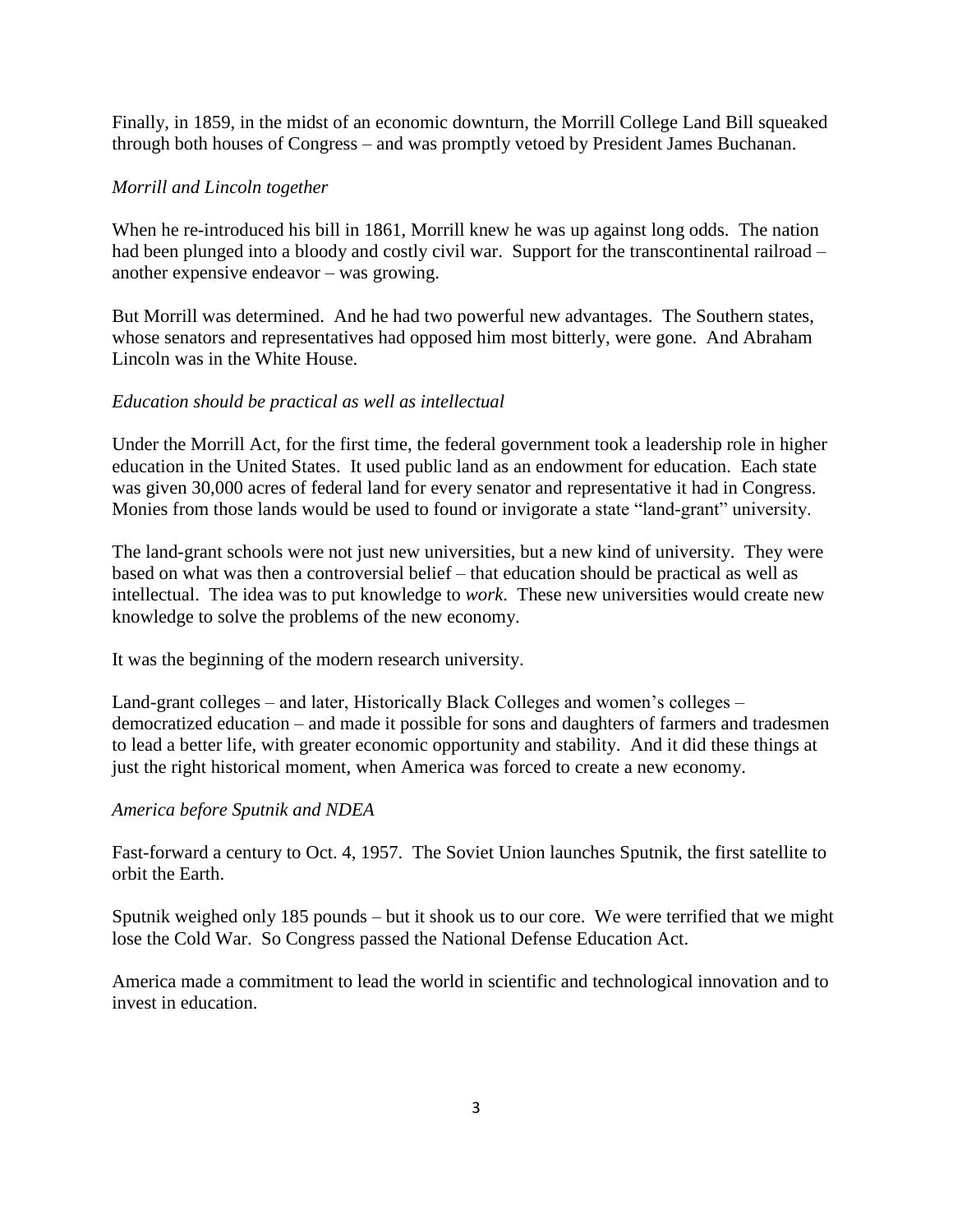Finally, in 1859, in the midst of an economic downturn, the Morrill College Land Bill squeaked through both houses of Congress – and was promptly vetoed by President James Buchanan.

*Morrill and Lincoln together*

When he re-introduced his bill in 1861, Morrill knew he was up against long odds. The nation had been plunged into a bloody and costly civil war. Support for the transcontinental railroad – another expensive endeavor – was growing.

But Morrill was determined. And he had two powerful new advantages. The Southern states, whose senators and representatives had opposed him most bitterly, were gone. And Abraham Lincoln was in the White House.

*Education should be practical as well as intellectual*

Under the Morrill Act, for the first time, the federal government took a leadership role in higher education in the United States. It used public land as an endowment for education. Each state was given 30,000 acres of federal land for every senator and representative it had in Congress. Monies from those lands would be used to found or invigorate a state "land-grant" university.

The land-grant schools were not just new universities, but a new kind of university. They were based on what was then a controversial belief – that education should be practical as well as intellectual. The idea was to put knowledge to *work*. These new universities would create new knowledge to solve the problems of the new economy.

It was the beginning of the modern research university.

Land-grant colleges – and later, Historically Black Colleges and women's colleges – democratized education – and made it possible for sons and daughters of farmers and tradesmen to lead a better life, with greater economic opportunity and stability. And it did these things at just the right historical moment, when America was forced to create a new economy.

*America before Sputnik and NDEA*

Fast-forward a century to Oct. 4, 1957. The Soviet Union launches Sputnik, the first satellite to orbit the Earth.

Sputnik weighed only 185 pounds – but it shook us to our core. We were terrified that we might lose the Cold War. So Congress passed the National Defense Education Act.

America made a commitment to lead the world in scientific and technological innovation and to invest in education.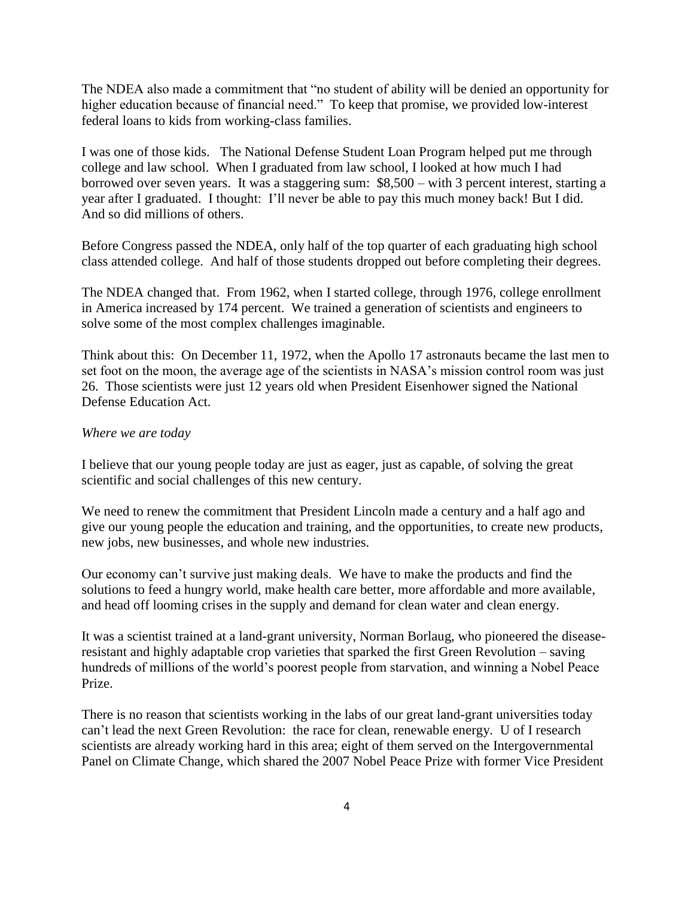The NDEA also made a commitment that "no student of ability will be denied an opportunity for higher education because of financial need." To keep that promise, we provided low-interest federal loans to kids from working-class families.

I was one of those kids. The National Defense Student Loan Program helped put me through college and law school. When I graduated from law school, I looked at how much I had borrowed over seven years. It was a staggering sum: $8,500 – with 3 percent interest, starting a year after I graduated. I thought: I'll never be able to pay this much money back! But I did. And so did millions of others.

Before Congress passed the NDEA, only half of the top quarter of each graduating high school class attended college. And half of those students dropped out before completing their degrees.

The NDEA changed that. From 1962, when I started college, through 1976, college enrollment in America increased by 174 percent. We trained a generation of scientists and engineers to solve some of the most complex challenges imaginable.

Think about this: On December 11, 1972, when the Apollo 17 astronauts became the last men to set foot on the moon, the average age of the scientists in NASA's mission control room was just 26. Those scientists were just 12 years old when President Eisenhower signed the National Defense Education Act.

*Where we are today*

I believe that our young people today are just as eager, just as capable, of solving the great scientific and social challenges of this new century.

We need to renew the commitment that President Lincoln made a century and a half ago and give our young people the education and training, and the opportunities, to create new products, new jobs, new businesses, and whole new industries.

Our economy can't survive just making deals. We have to make the products and find the solutions to feed a hungry world, make health care better, more affordable and more available, and head off looming crises in the supply and demand for clean water and clean energy.

It was a scientist trained at a land-grant university, Norman Borlaug, who pioneered the disease-resistant and highly adaptable crop varieties that sparked the first Green Revolution – saving hundreds of millions of the world's poorest people from starvation, and winning a Nobel Peace Prize.

There is no reason that scientists working in the labs of our great land-grant universities today can't lead the next Green Revolution: the race for clean, renewable energy. U of I research scientists are already working hard in this area; eight of them served on the Intergovernmental Panel on Climate Change, which shared the 2007 Nobel Peace Prize with former Vice President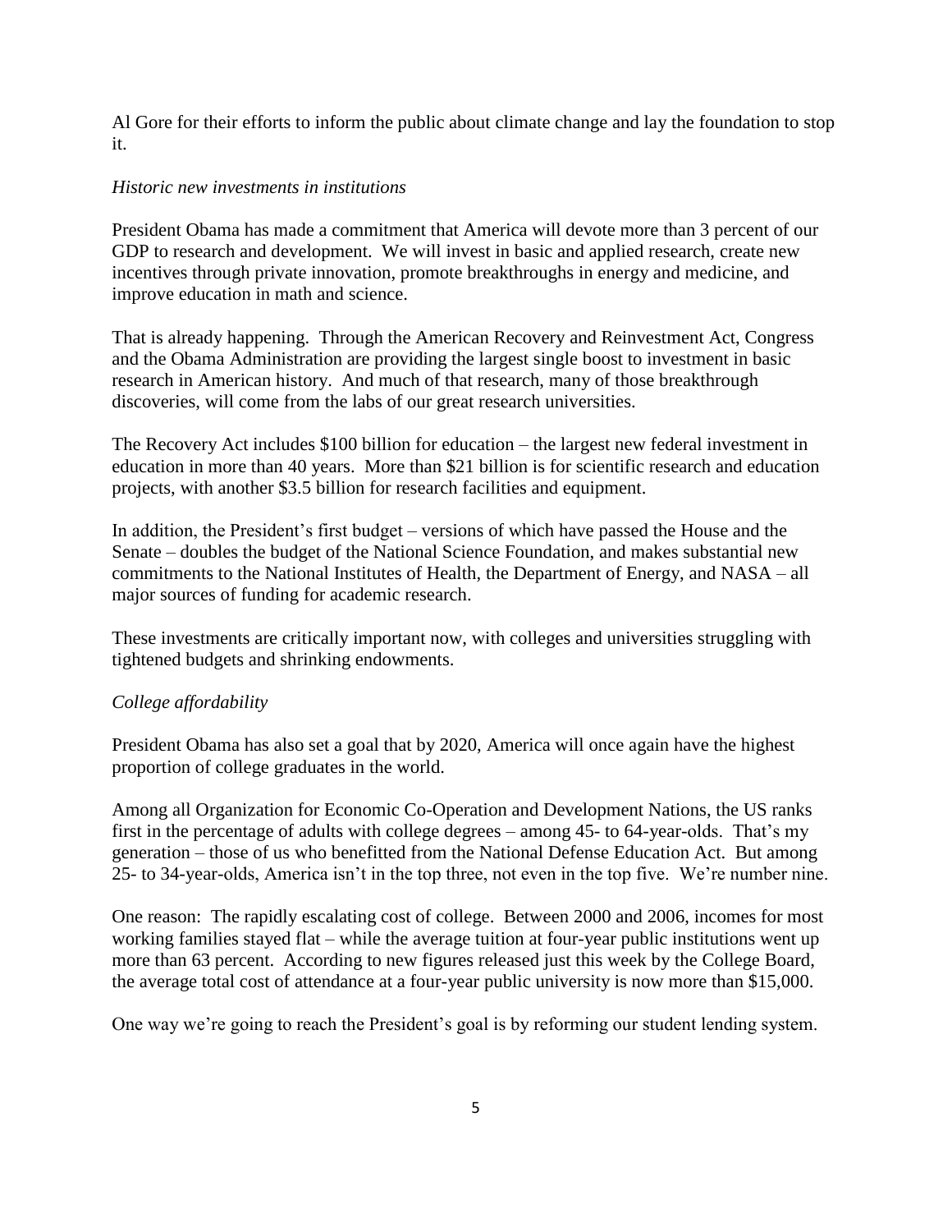Al Gore for their efforts to inform the public about climate change and lay the foundation to stop it.

*Historic new investments in institutions*

President Obama has made a commitment that America will devote more than 3 percent of our GDP to research and development. We will invest in basic and applied research, create new incentives through private innovation, promote breakthroughs in energy and medicine, and improve education in math and science.

That is already happening. Through the American Recovery and Reinvestment Act, Congress and the Obama Administration are providing the largest single boost to investment in basic research in American history. And much of that research, many of those breakthrough discoveries, will come from the labs of our great research universities.

The Recovery Act includes $100 billion for education – the largest new federal investment in education in more than 40 years. More than $21 billion is for scientific research and education projects, with another $3.5 billion for research facilities and equipment.

In addition, the President's first budget – versions of which have passed the House and the Senate – doubles the budget of the National Science Foundation, and makes substantial new commitments to the National Institutes of Health, the Department of Energy, and NASA – all major sources of funding for academic research.

These investments are critically important now, with colleges and universities struggling with tightened budgets and shrinking endowments.

*College affordability*

President Obama has also set a goal that by 2020, America will once again have the highest proportion of college graduates in the world.

Among all Organization for Economic Co-Operation and Development Nations, the US ranks first in the percentage of adults with college degrees – among 45- to 64-year-olds. That's my generation – those of us who benefitted from the National Defense Education Act. But among 25- to 34-year-olds, America isn't in the top three, not even in the top five. We're number nine.

One reason: The rapidly escalating cost of college. Between 2000 and 2006, incomes for most working families stayed flat – while the average tuition at four-year public institutions went up more than 63 percent. According to new figures released just this week by the College Board, the average total cost of attendance at a four-year public university is now more than $15,000.

One way we're going to reach the President's goal is by reforming our student lending system.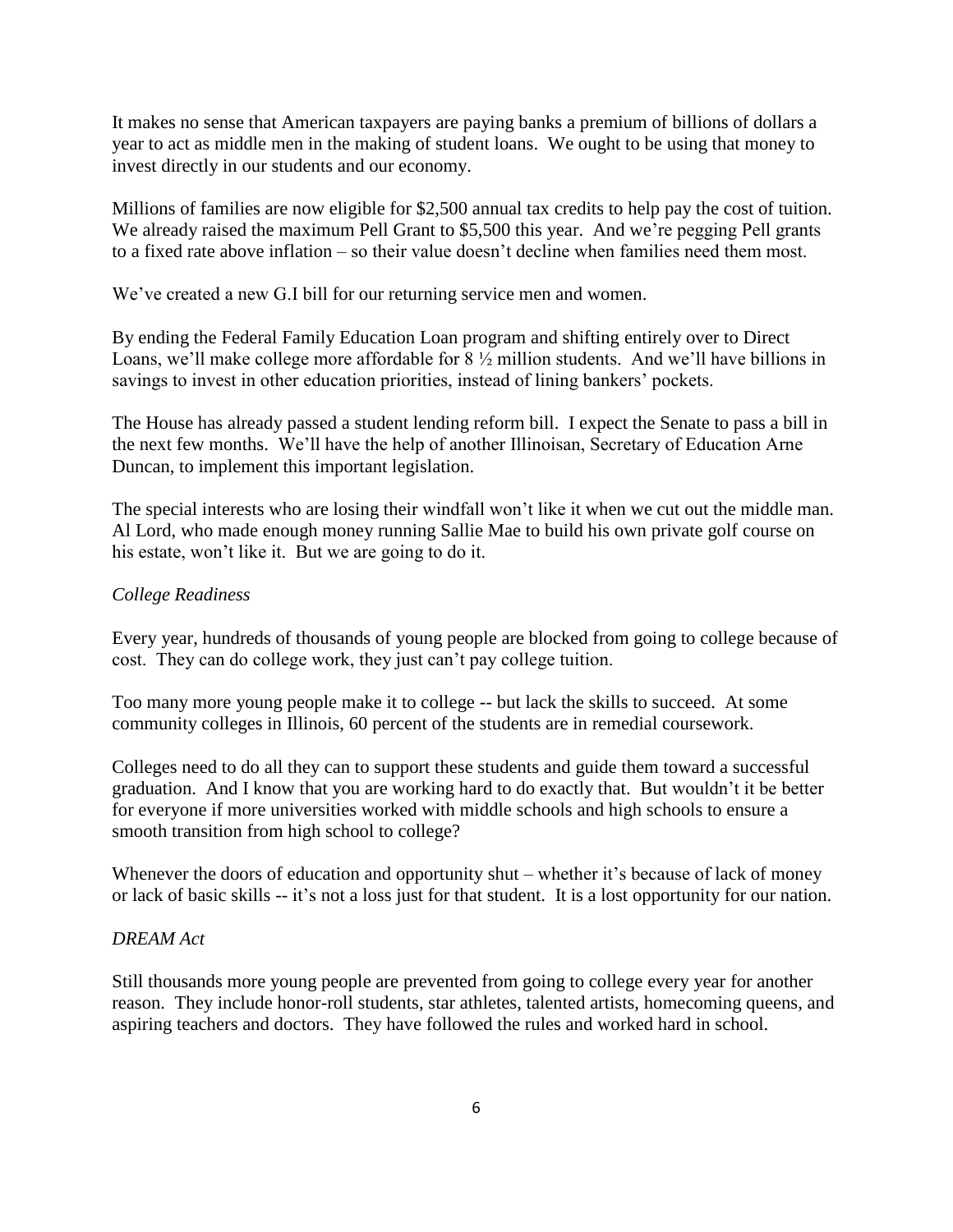It makes no sense that American taxpayers are paying banks a premium of billions of dollars a year to act as middle men in the making of student loans. We ought to be using that money to invest directly in our students and our economy.

Millions of families are now eligible for $2,500 annual tax credits to help pay the cost of tuition. We already raised the maximum Pell Grant to $5,500 this year. And we're pegging Pell grants to a fixed rate above inflation – so their value doesn't decline when families need them most.

We've created a new G.I bill for our returning service men and women.

By ending the Federal Family Education Loan program and shifting entirely over to Direct Loans, we'll make college more affordable for 8 ½ million students. And we'll have billions in savings to invest in other education priorities, instead of lining bankers' pockets.

The House has already passed a student lending reform bill. I expect the Senate to pass a bill in the next few months. We'll have the help of another Illinoisan, Secretary of Education Arne Duncan, to implement this important legislation.

The special interests who are losing their windfall won't like it when we cut out the middle man. Al Lord, who made enough money running Sallie Mae to build his own private golf course on his estate, won't like it. But we are going to do it.

*College Readiness*

Every year, hundreds of thousands of young people are blocked from going to college because of cost. They can do college work, they just can't pay college tuition.

Too many more young people make it to college -- but lack the skills to succeed. At some community colleges in Illinois, 60 percent of the students are in remedial coursework.

Colleges need to do all they can to support these students and guide them toward a successful graduation. And I know that you are working hard to do exactly that. But wouldn't it be better for everyone if more universities worked with middle schools and high schools to ensure a smooth transition from high school to college?

Whenever the doors of education and opportunity shut – whether it's because of lack of money or lack of basic skills -- it's not a loss just for that student. It is a lost opportunity for our nation.

*DREAM Act*

Still thousands more young people are prevented from going to college every year for another reason. They include honor-roll students, star athletes, talented artists, homecoming queens, and aspiring teachers and doctors. They have followed the rules and worked hard in school.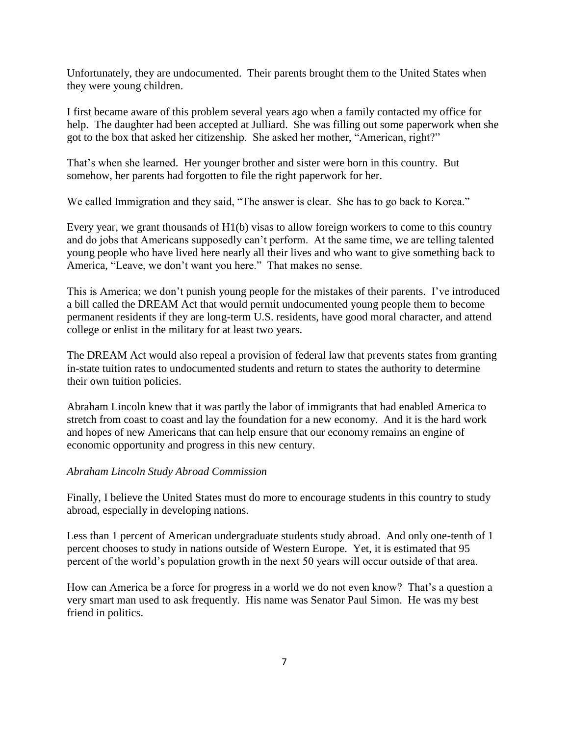Unfortunately, they are undocumented. Their parents brought them to the United States when they were young children.

I first became aware of this problem several years ago when a family contacted my office for help. The daughter had been accepted at Julliard. She was filling out some paperwork when she got to the box that asked her citizenship. She asked her mother, "American, right?"

That's when she learned. Her younger brother and sister were born in this country. But somehow, her parents had forgotten to file the right paperwork for her.

We called Immigration and they said, "The answer is clear. She has to go back to Korea."

Every year, we grant thousands of H1(b) visas to allow foreign workers to come to this country and do jobs that Americans supposedly can't perform. At the same time, we are telling talented young people who have lived here nearly all their lives and who want to give something back to America, "Leave, we don't want you here." That makes no sense.

This is America; we don't punish young people for the mistakes of their parents. I've introduced a bill called the DREAM Act that would permit undocumented young people them to become permanent residents if they are long-term U.S. residents, have good moral character, and attend college or enlist in the military for at least two years.

The DREAM Act would also repeal a provision of federal law that prevents states from granting in-state tuition rates to undocumented students and return to states the authority to determine their own tuition policies.

Abraham Lincoln knew that it was partly the labor of immigrants that had enabled America to stretch from coast to coast and lay the foundation for a new economy. And it is the hard work and hopes of new Americans that can help ensure that our economy remains an engine of economic opportunity and progress in this new century.

*Abraham Lincoln Study Abroad Commission*

Finally, I believe the United States must do more to encourage students in this country to study abroad, especially in developing nations.

Less than 1 percent of American undergraduate students study abroad. And only one-tenth of 1 percent chooses to study in nations outside of Western Europe. Yet, it is estimated that 95 percent of the world's population growth in the next 50 years will occur outside of that area.

How can America be a force for progress in a world we do not even know? That's a question a very smart man used to ask frequently. His name was Senator Paul Simon. He was my best friend in politics.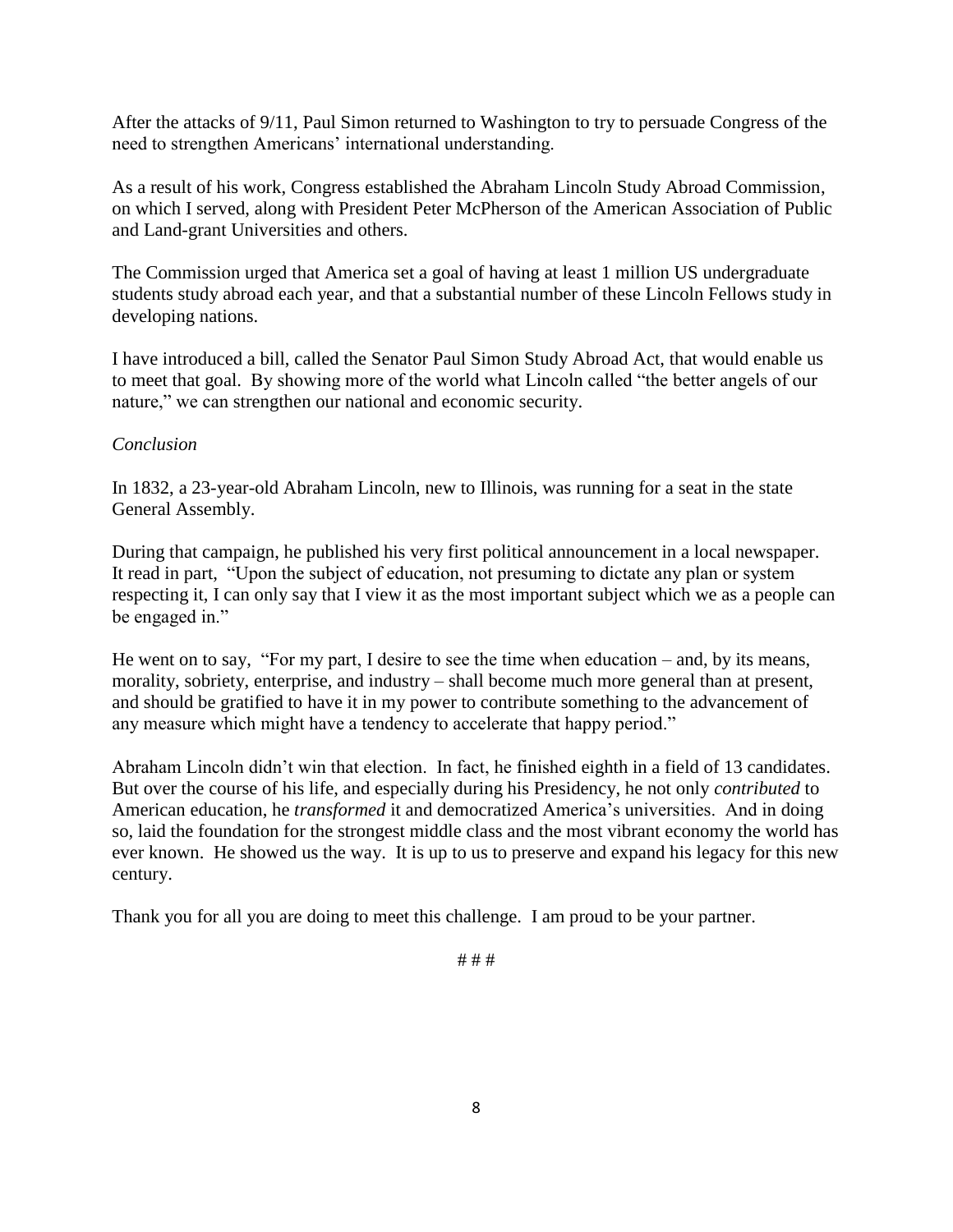After the attacks of 9/11, Paul Simon returned to Washington to try to persuade Congress of the need to strengthen Americans' international understanding.

As a result of his work, Congress established the Abraham Lincoln Study Abroad Commission, on which I served, along with President Peter McPherson of the American Association of Public and Land-grant Universities and others.

The Commission urged that America set a goal of having at least 1 million US undergraduate students study abroad each year, and that a substantial number of these Lincoln Fellows study in developing nations.

I have introduced a bill, called the Senator Paul Simon Study Abroad Act, that would enable us to meet that goal. By showing more of the world what Lincoln called "the better angels of our nature," we can strengthen our national and economic security.

*Conclusion*

In 1832, a 23-year-old Abraham Lincoln, new to Illinois, was running for a seat in the state General Assembly.

During that campaign, he published his very first political announcement in a local newspaper. It read in part, "Upon the subject of education, not presuming to dictate any plan or system respecting it, I can only say that I view it as the most important subject which we as a people can be engaged in."

He went on to say, "For my part, I desire to see the time when education – and, by its means, morality, sobriety, enterprise, and industry – shall become much more general than at present, and should be gratified to have it in my power to contribute something to the advancement of any measure which might have a tendency to accelerate that happy period."

Abraham Lincoln didn't win that election. In fact, he finished eighth in a field of 13 candidates. But over the course of his life, and especially during his Presidency, he not only *contributed* to American education, he *transformed* it and democratized America's universities. And in doing so, laid the foundation for the strongest middle class and the most vibrant economy the world has ever known. He showed us the way. It is up to us to preserve and expand his legacy for this new century.

Thank you for all you are doing to meet this challenge. I am proud to be your partner.

# # #